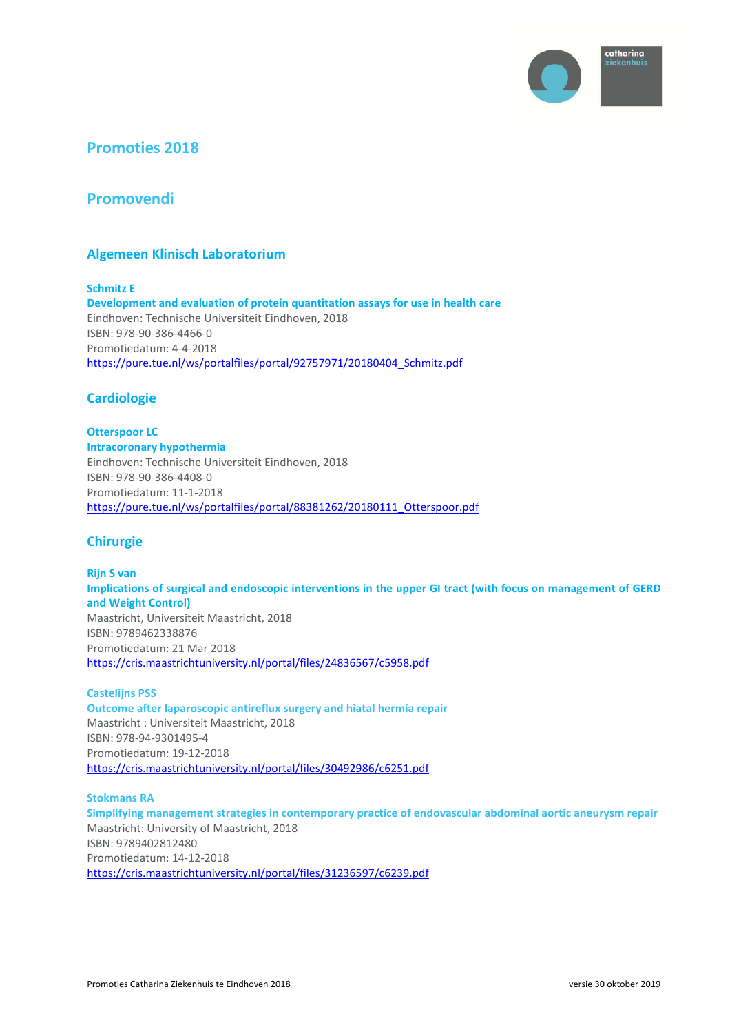# Promoties 2018

## Promovendi

### Algemeen Klinisch Laboratorium

**Schmitz E**
**Development and evaluation of protein quantitation assays for use in health care**
Eindhoven: Technische Universiteit Eindhoven, 2018
ISBN: 978-90-386-4466-0
Promotiedatum: 4-4-2018
https://pure.tue.nl/ws/portalfiles/portal/92757971/20180404_Schmitz.pdf

### Cardiologie

**Otterspoor LC**
**Intracoronary hypothermia**
Eindhoven: Technische Universiteit Eindhoven, 2018
ISBN: 978-90-386-4408-0
Promotiedatum: 11-1-2018
https://pure.tue.nl/ws/portalfiles/portal/88381262/20180111_Otterspoor.pdf

### Chirurgie

**Rijn S van**
**Implications of surgical and endoscopic interventions in the upper GI tract (with focus on management of GERD and Weight Control)**
Maastricht, Universiteit Maastricht, 2018
ISBN: 9789462338876
Promotiedatum: 21 Mar 2018
https://cris.maastrichtuniversity.nl/portal/files/24836567/c5958.pdf

**Castelijns PSS**
**Outcome after laparoscopic antireflux surgery and hiatal hermia repair**
Maastricht : Universiteit Maastricht, 2018
ISBN: 978-94-9301495-4
Promotiedatum: 19-12-2018
https://cris.maastrichtuniversity.nl/portal/files/30492986/c6251.pdf

**Stokmans RA**
**Simplifying management strategies in contemporary practice of endovascular abdominal aortic aneurysm repair**
Maastricht: University of Maastricht, 2018
ISBN: 9789402812480
Promotiedatum: 14-12-2018
https://cris.maastrichtuniversity.nl/portal/files/31236597/c6239.pdf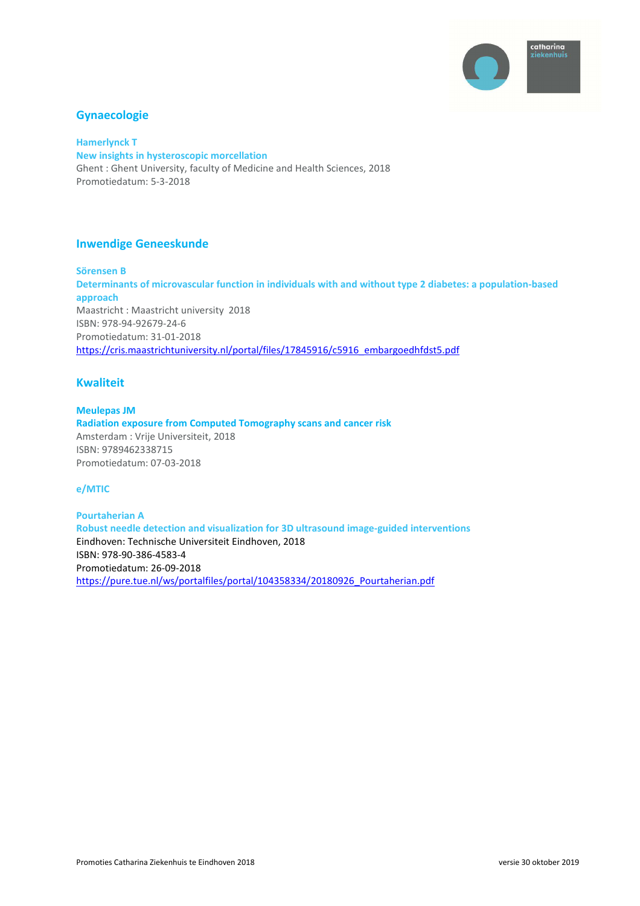## Gynaecologie

**Hamerlynck T**
**New insights in hysteroscopic morcellation**
Ghent : Ghent University, faculty of Medicine and Health Sciences, 2018
Promotiedatum: 5-3-2018

## Inwendige Geneeskunde

**Sörensen B**
**Determinants of microvascular function in individuals with and without type 2 diabetes: a population-based approach**
Maastricht : Maastricht university 2018
ISBN: 978-94-92679-24-6
Promotiedatum: 31-01-2018
https://cris.maastrichtuniversity.nl/portal/files/17845916/c5916_embargoedhfdst5.pdf

## Kwaliteit

**Meulepas JM**
**Radiation exposure from Computed Tomography scans and cancer risk**
Amsterdam : Vrije Universiteit, 2018
ISBN: 9789462338715
Promotiedatum: 07-03-2018

### e/MTIC

**Pourtaherian A**
**Robust needle detection and visualization for 3D ultrasound image-guided interventions**
Eindhoven: Technische Universiteit Eindhoven, 2018
ISBN: 978-90-386-4583-4
Promotiedatum: 26-09-2018
https://pure.tue.nl/ws/portalfiles/portal/104358334/20180926_Pourtaherian.pdf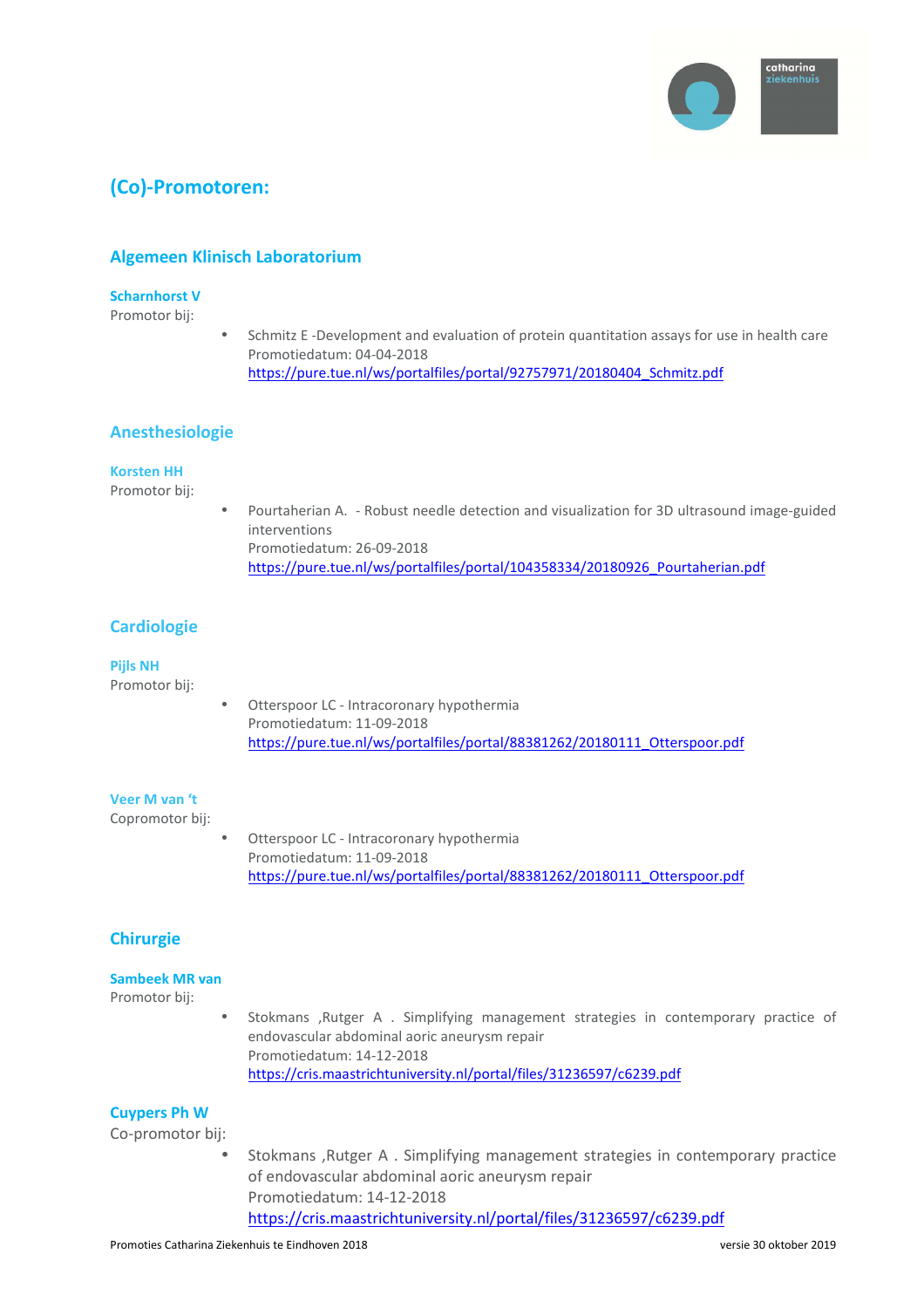## (Co)-Promotoren:

### Algemeen Klinisch Laboratorium

**Scharnhorst V**
Promotor bij:

- Schmitz E -Development and evaluation of protein quantitation assays for use in health care
  Promotiedatum: 04-04-2018
  https://pure.tue.nl/ws/portalfiles/portal/92757971/20180404_Schmitz.pdf

### Anesthesiologie

**Korsten HH**
Promotor bij:

- Pourtaherian A. - Robust needle detection and visualization for 3D ultrasound image-guided interventions
  Promotiedatum: 26-09-2018
  https://pure.tue.nl/ws/portalfiles/portal/104358334/20180926_Pourtaherian.pdf

### Cardiologie

**Pijls NH**
Promotor bij:

- Otterspoor LC - Intracoronary hypothermia
  Promotiedatum: 11-09-2018
  https://pure.tue.nl/ws/portalfiles/portal/88381262/20180111_Otterspoor.pdf

**Veer M van 't**
Copromotor bij:

- Otterspoor LC - Intracoronary hypothermia
  Promotiedatum: 11-09-2018
  https://pure.tue.nl/ws/portalfiles/portal/88381262/20180111_Otterspoor.pdf

### Chirurgie

**Sambeek MR van**
Promotor bij:

- Stokmans ,Rutger A . Simplifying management strategies in contemporary practice of endovascular abdominal aoric aneurysm repair
  Promotiedatum: 14-12-2018
  https://cris.maastrichtuniversity.nl/portal/files/31236597/c6239.pdf

**Cuypers Ph W**
Co-promotor bij:

- Stokmans ,Rutger A . Simplifying management strategies in contemporary practice of endovascular abdominal aoric aneurysm repair
  Promotiedatum: 14-12-2018
  https://cris.maastrichtuniversity.nl/portal/files/31236597/c6239.pdf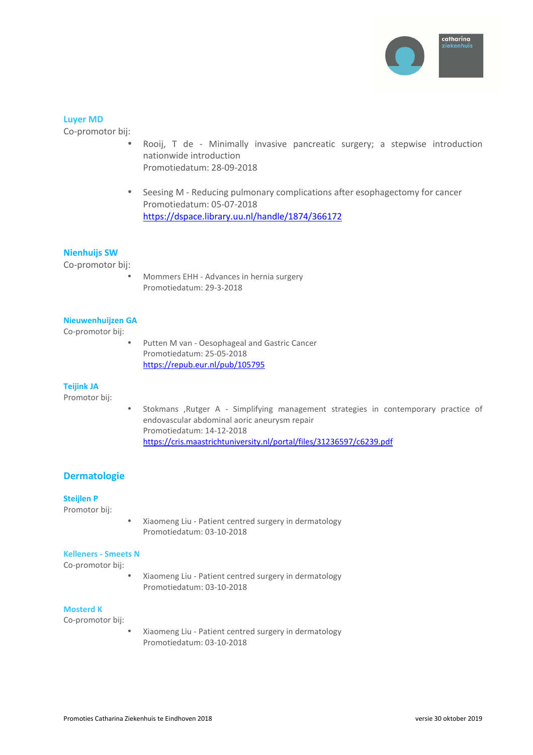### Luyer MD

Co-promotor bij:

- Rooij, T de - Minimally invasive pancreatic surgery; a stepwise introduction nationwide introduction
  Promotiedatum: 28-09-2018

- Seesing M - Reducing pulmonary complications after esophagectomy for cancer
  Promotiedatum: 05-07-2018
  https://dspace.library.uu.nl/handle/1874/366172

### Nienhuijs SW

Co-promotor bij:

- Mommers EHH - Advances in hernia surgery
  Promotiedatum: 29-3-2018

### Nieuwenhuijzen GA

Co-promotor bij:

- Putten M van - Oesophageal and Gastric Cancer
  Promotiedatum: 25-05-2018
  https://repub.eur.nl/pub/105795

### Teijink JA

Promotor bij:

- Stokmans ,Rutger A - Simplifying management strategies in contemporary practice of endovascular abdominal aoric aneurysm repair
  Promotiedatum: 14-12-2018
  https://cris.maastrichtuniversity.nl/portal/files/31236597/c6239.pdf

## Dermatologie

### Steijlen P

Promotor bij:

- Xiaomeng Liu - Patient centred surgery in dermatology
  Promotiedatum: 03-10-2018

### Kelleners - Smeets N

Co-promotor bij:

- Xiaomeng Liu - Patient centred surgery in dermatology
  Promotiedatum: 03-10-2018

### Mosterd K

Co-promotor bij:

- Xiaomeng Liu - Patient centred surgery in dermatology
  Promotiedatum: 03-10-2018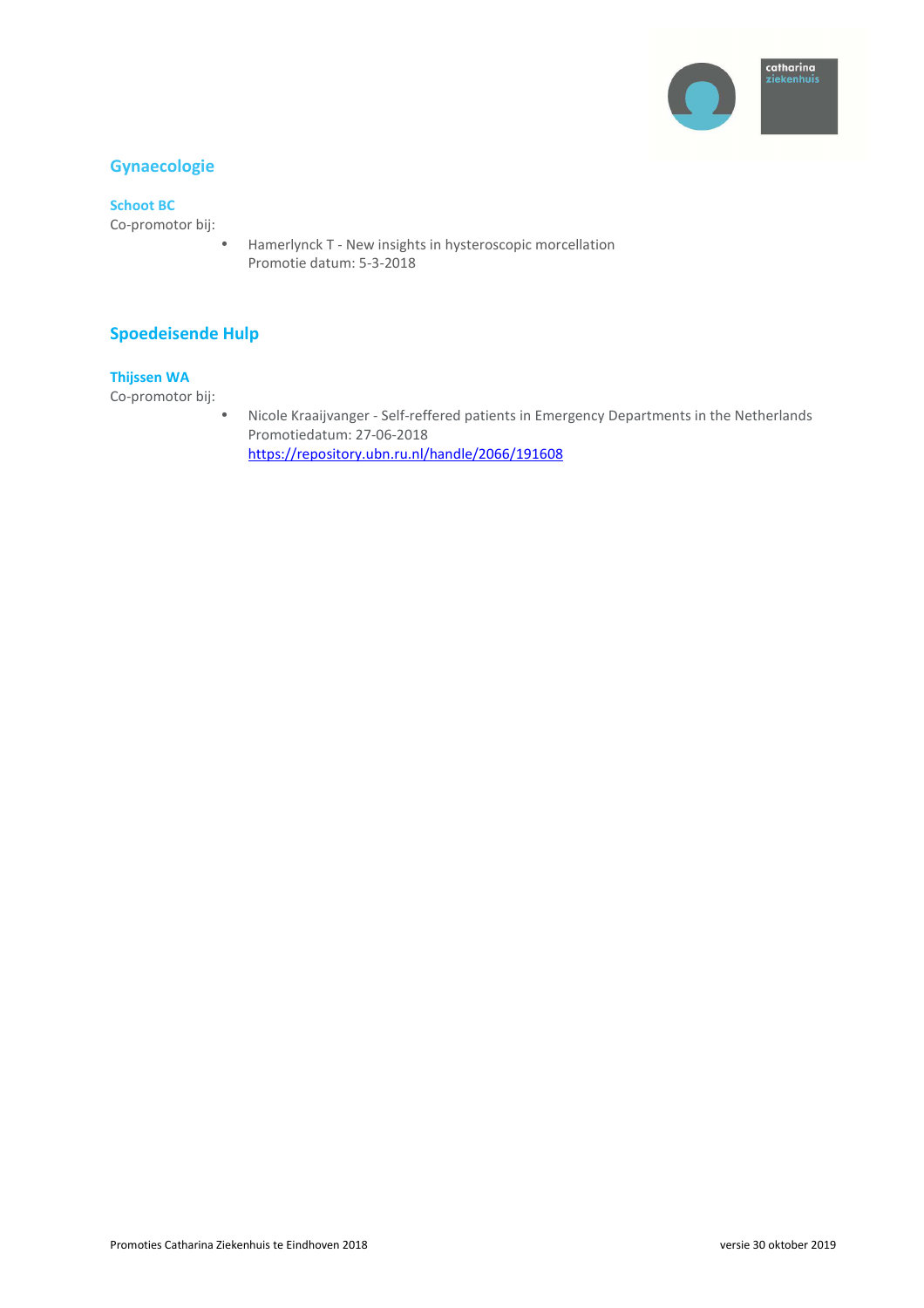## Gynaecologie

### Schoot BC

Co-promotor bij:

- Hamerlynck T - New insights in hysteroscopic morcellation
  Promotie datum: 5-3-2018

## Spoedeisende Hulp

### Thijssen WA

Co-promotor bij:

- Nicole Kraaijvanger - Self-reffered patients in Emergency Departments in the Netherlands
  Promotiedatum: 27-06-2018
  https://repository.ubn.ru.nl/handle/2066/191608